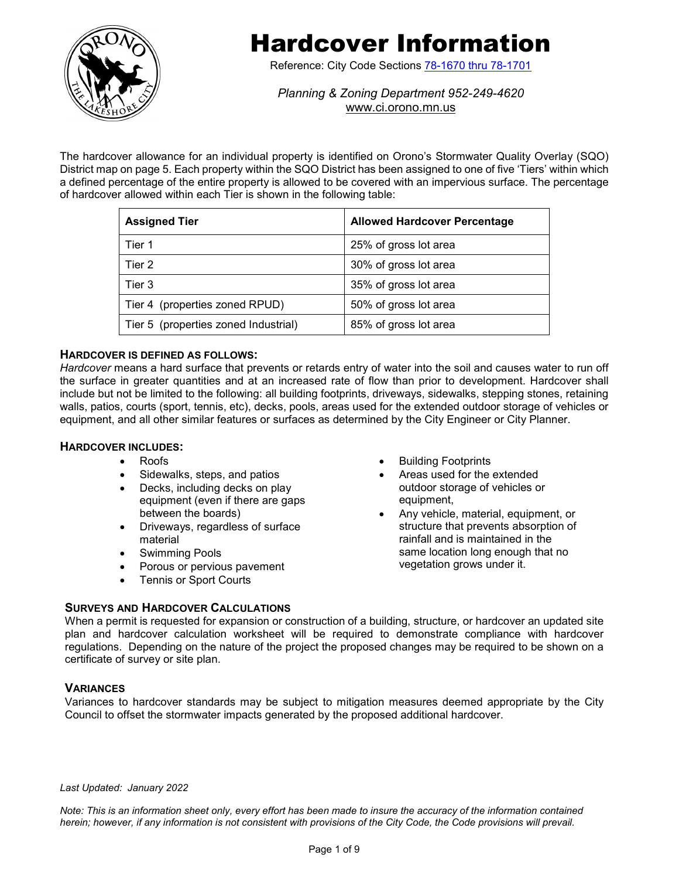# Hardcover Information

Reference: City Code Sections [78-1670 thru 78-1701](#)

*Planning & Zoning Department 952-249-4620*
www.ci.orono.mn.us

The hardcover allowance for an individual property is identified on Orono's Stormwater Quality Overlay (SQO) District map on page 5. Each property within the SQO District has been assigned to one of five 'Tiers' within which a defined percentage of the entire property is allowed to be covered with an impervious surface. The percentage of hardcover allowed within each Tier is shown in the following table:

| Assigned Tier | Allowed Hardcover Percentage |
|---|---|
| Tier 1 | 25% of gross lot area |
| Tier 2 | 30% of gross lot area |
| Tier 3 | 35% of gross lot area |
| Tier 4 (properties zoned RPUD) | 50% of gross lot area |
| Tier 5 (properties zoned Industrial) | 85% of gross lot area |

### HARDCOVER IS DEFINED AS FOLLOWS:

*Hardcover* means a hard surface that prevents or retards entry of water into the soil and causes water to run off the surface in greater quantities and at an increased rate of flow than prior to development. Hardcover shall include but not be limited to the following: all building footprints, driveways, sidewalks, stepping stones, retaining walls, patios, courts (sport, tennis, etc), decks, pools, areas used for the extended outdoor storage of vehicles or equipment, and all other similar features or surfaces as determined by the City Engineer or City Planner.

### HARDCOVER INCLUDES:

- Roofs
- Sidewalks, steps, and patios
- Decks, including decks on play equipment (even if there are gaps between the boards)
- Driveways, regardless of surface material
- Swimming Pools
- Porous or pervious pavement
- Tennis or Sport Courts
- Building Footprints
- Areas used for the extended outdoor storage of vehicles or equipment,
- Any vehicle, material, equipment, or structure that prevents absorption of rainfall and is maintained in the same location long enough that no vegetation grows under it.

### SURVEYS AND HARDCOVER CALCULATIONS

When a permit is requested for expansion or construction of a building, structure, or hardcover an updated site plan and hardcover calculation worksheet will be required to demonstrate compliance with hardcover regulations. Depending on the nature of the project the proposed changes may be required to be shown on a certificate of survey or site plan.

### VARIANCES

Variances to hardcover standards may be subject to mitigation measures deemed appropriate by the City Council to offset the stormwater impacts generated by the proposed additional hardcover.

*Last Updated: January 2022*

*Note: This is an information sheet only, every effort has been made to insure the accuracy of the information contained herein; however, if any information is not consistent with provisions of the City Code, the Code provisions will prevail.*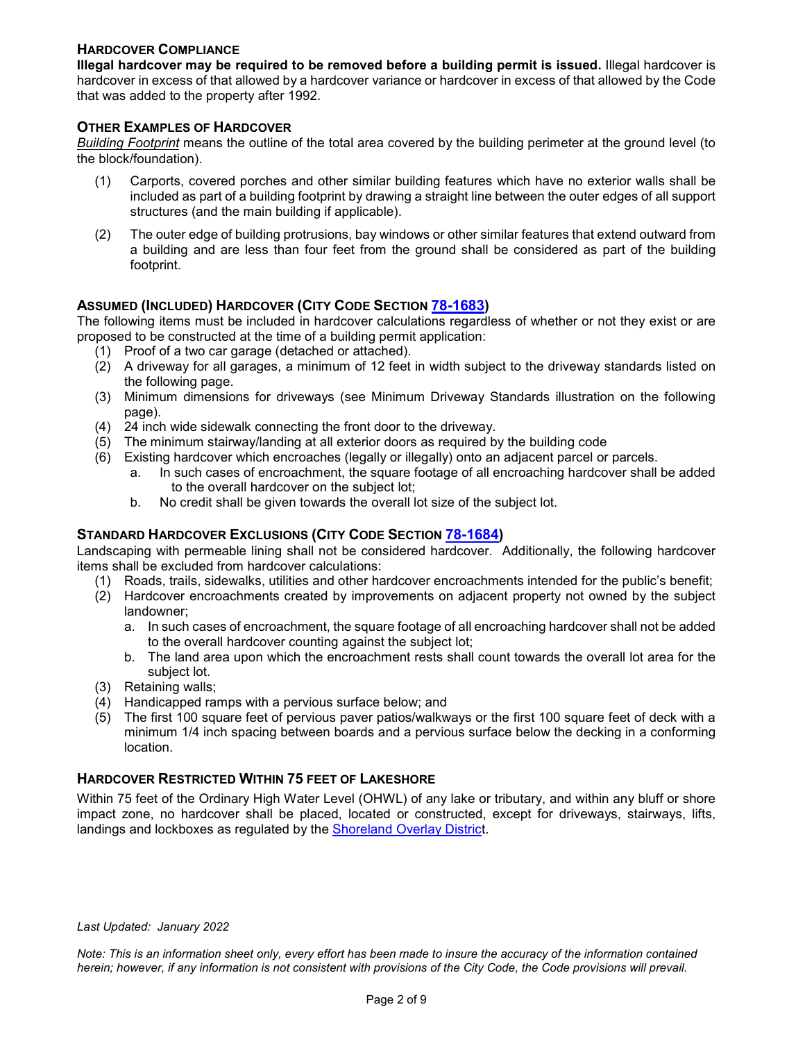## HARDCOVER COMPLIANCE

**Illegal hardcover may be required to be removed before a building permit is issued.** Illegal hardcover is hardcover in excess of that allowed by a hardcover variance or hardcover in excess of that allowed by the Code that was added to the property after 1992.

## OTHER EXAMPLES OF HARDCOVER

*Building Footprint* means the outline of the total area covered by the building perimeter at the ground level (to the block/foundation).

(1) Carports, covered porches and other similar building features which have no exterior walls shall be included as part of a building footprint by drawing a straight line between the outer edges of all support structures (and the main building if applicable).

(2) The outer edge of building protrusions, bay windows or other similar features that extend outward from a building and are less than four feet from the ground shall be considered as part of the building footprint.

## ASSUMED (INCLUDED) HARDCOVER (CITY CODE SECTION [78-1683])

The following items must be included in hardcover calculations regardless of whether or not they exist or are proposed to be constructed at the time of a building permit application:

(1) Proof of a two car garage (detached or attached).
(2) A driveway for all garages, a minimum of 12 feet in width subject to the driveway standards listed on the following page.
(3) Minimum dimensions for driveways (see Minimum Driveway Standards illustration on the following page).
(4) 24 inch wide sidewalk connecting the front door to the driveway.
(5) The minimum stairway/landing at all exterior doors as required by the building code
(6) Existing hardcover which encroaches (legally or illegally) onto an adjacent parcel or parcels.
   a. In such cases of encroachment, the square footage of all encroaching hardcover shall be added to the overall hardcover on the subject lot;
   b. No credit shall be given towards the overall lot size of the subject lot.

## STANDARD HARDCOVER EXCLUSIONS (CITY CODE SECTION [78-1684])

Landscaping with permeable lining shall not be considered hardcover. Additionally, the following hardcover items shall be excluded from hardcover calculations:

(1) Roads, trails, sidewalks, utilities and other hardcover encroachments intended for the public's benefit;
(2) Hardcover encroachments created by improvements on adjacent property not owned by the subject landowner;
   a. In such cases of encroachment, the square footage of all encroaching hardcover shall not be added to the overall hardcover counting against the subject lot;
   b. The land area upon which the encroachment rests shall count towards the overall lot area for the subject lot.
(3) Retaining walls;
(4) Handicapped ramps with a pervious surface below; and
(5) The first 100 square feet of pervious paver patios/walkways or the first 100 square feet of deck with a minimum 1/4 inch spacing between boards and a pervious surface below the decking in a conforming location.

## HARDCOVER RESTRICTED WITHIN 75 FEET OF LAKESHORE

Within 75 feet of the Ordinary High Water Level (OHWL) of any lake or tributary, and within any bluff or shore impact zone, no hardcover shall be placed, located or constructed, except for driveways, stairways, lifts, landings and lockboxes as regulated by the Shoreland Overlay District.

*Last Updated: January 2022*

*Note: This is an information sheet only, every effort has been made to insure the accuracy of the information contained herein; however, if any information is not consistent with provisions of the City Code, the Code provisions will prevail.*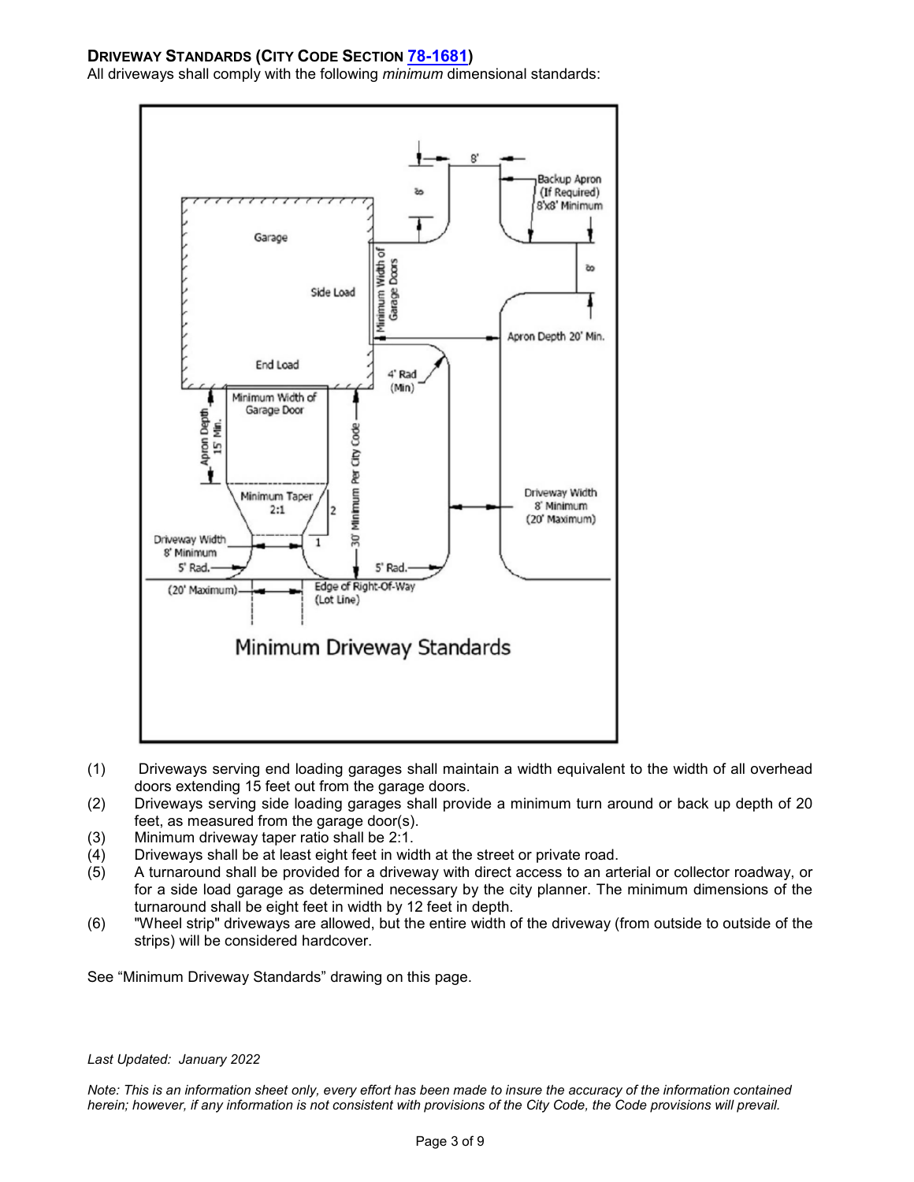**DRIVEWAY STANDARDS (CITY CODE SECTION 78-1681)**

All driveways shall comply with the following *minimum* dimensional standards:

(1) Driveways serving end loading garages shall maintain a width equivalent to the width of all overhead doors extending 15 feet out from the garage doors.

(2) Driveways serving side loading garages shall provide a minimum turn around or back up depth of 20 feet, as measured from the garage door(s).

(3) Minimum driveway taper ratio shall be 2:1.

(4) Driveways shall be at least eight feet in width at the street or private road.

(5) A turnaround shall be provided for a driveway with direct access to an arterial or collector roadway, or for a side load garage as determined necessary by the city planner. The minimum dimensions of the turnaround shall be eight feet in width by 12 feet in depth.

(6) "Wheel strip" driveways are allowed, but the entire width of the driveway (from outside to outside of the strips) will be considered hardcover.

See "Minimum Driveway Standards" drawing on this page.

*Last Updated: January 2022*

*Note: This is an information sheet only, every effort has been made to insure the accuracy of the information contained herein; however, if any information is not consistent with provisions of the City Code, the Code provisions will prevail.*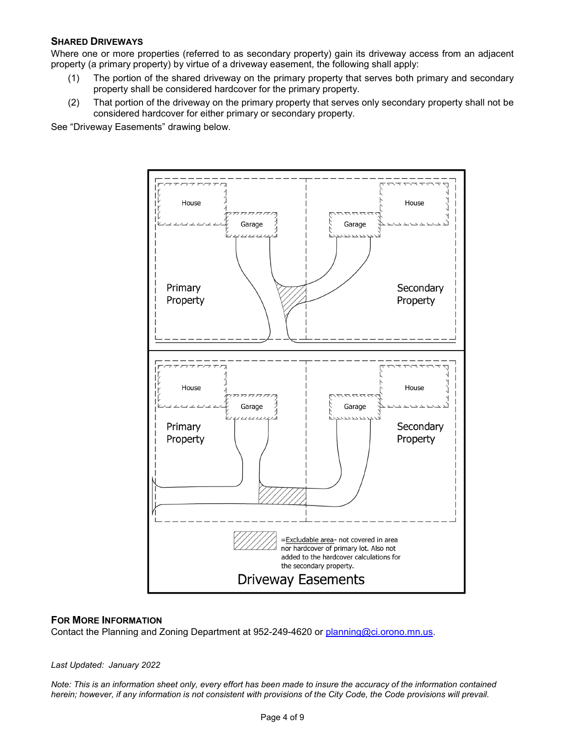### SHARED DRIVEWAYS

Where one or more properties (referred to as secondary property) gain its driveway access from an adjacent property (a primary property) by virtue of a driveway easement, the following shall apply:

(1) The portion of the shared driveway on the primary property that serves both primary and secondary property shall be considered hardcover for the primary property.

(2) That portion of the driveway on the primary property that serves only secondary property shall not be considered hardcover for either primary or secondary property.

See "Driveway Easements" drawing below.

=Excludable area- not covered in area nor hardcover of primary lot. Also not added to the hardcover calculations for the secondary property.

Driveway Easements

### FOR MORE INFORMATION

Contact the Planning and Zoning Department at 952-249-4620 or planning@ci.orono.mn.us.

*Last Updated: January 2022*

*Note: This is an information sheet only, every effort has been made to insure the accuracy of the information contained herein; however, if any information is not consistent with provisions of the City Code, the Code provisions will prevail.*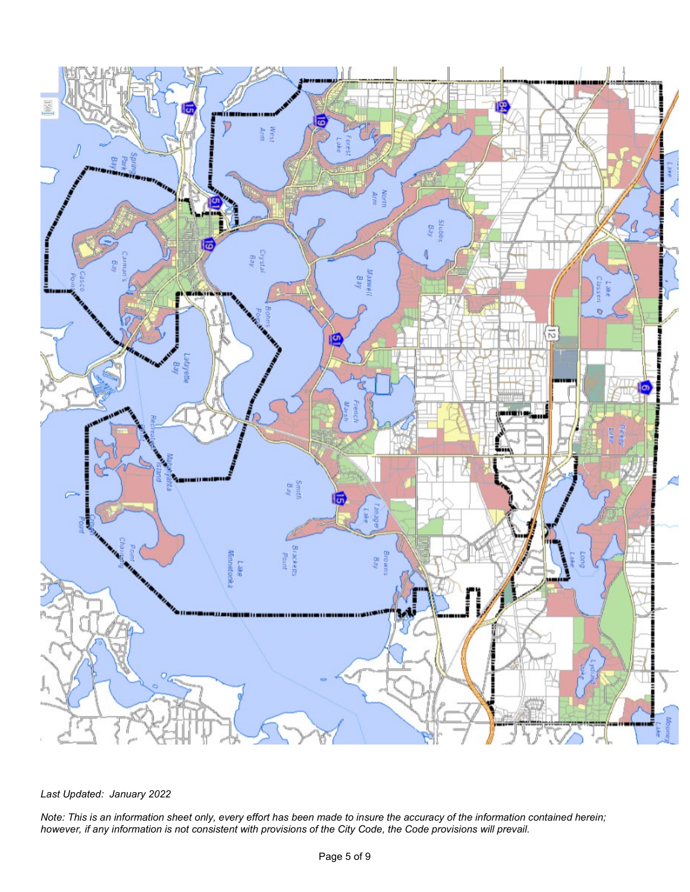*Last Updated: January 2022*

*Note: This is an information sheet only, every effort has been made to insure the accuracy of the information contained herein; however, if any information is not consistent with provisions of the City Code, the Code provisions will prevail.*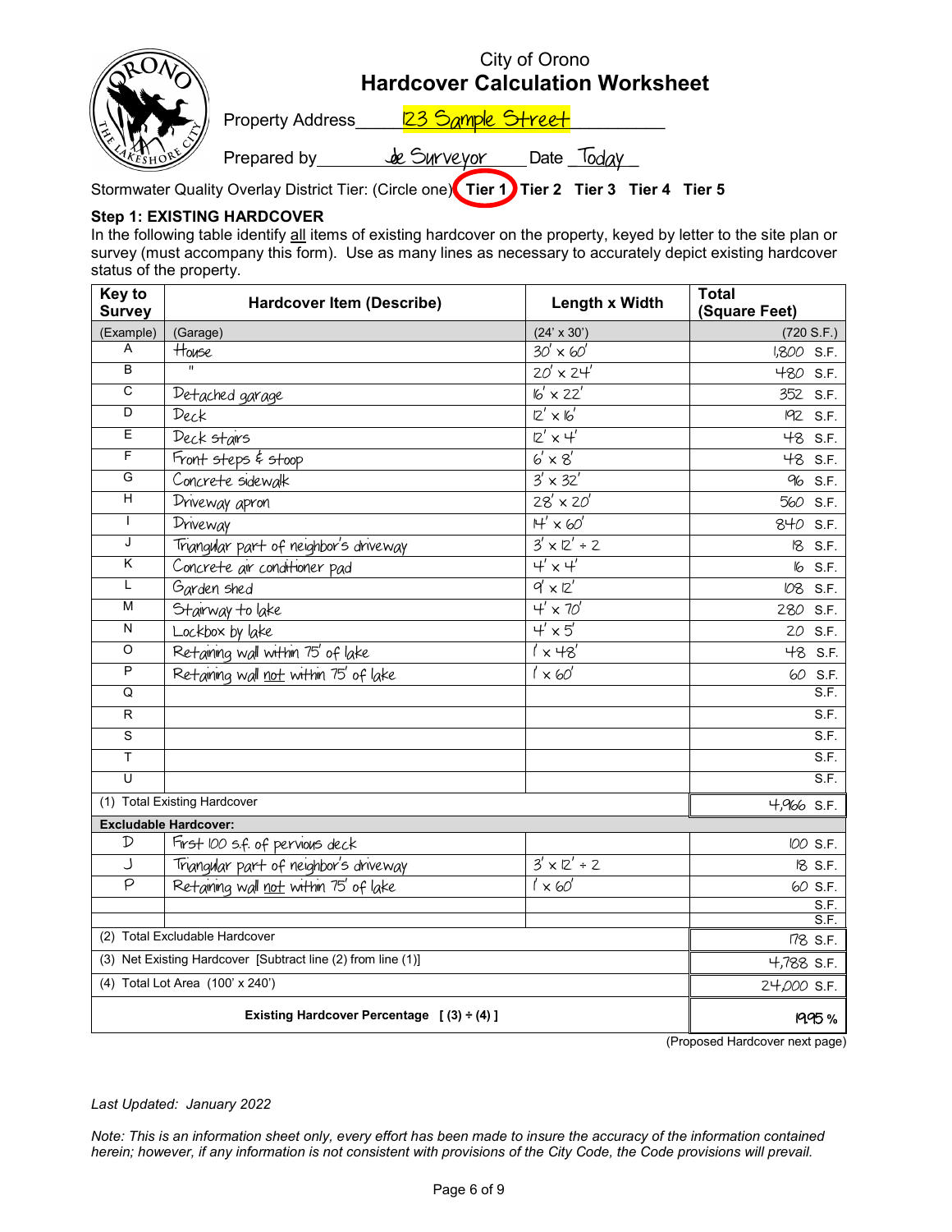City of Orono

# Hardcover Calculation Worksheet

Property Address 123 Sample Street

Prepared by Joe Surveyor Date Today

Stormwater Quality Overlay District Tier: (Circle one) **Tier 1** (circled) **Tier 2 Tier 3 Tier 4 Tier 5**

### Step 1: EXISTING HARDCOVER

In the following table identify all items of existing hardcover on the property, keyed by letter to the site plan or survey (must accompany this form). Use as many lines as necessary to accurately depict existing hardcover status of the property.

| Key to Survey | Hardcover Item (Describe) | Length x Width | Total (Square Feet) |
|---|---|---|---|
| (Example) | (Garage) | (24' x 30') | (720 S.F.) |
| A | House | 30' x 60' | 1,800 S.F. |
| B | " | 20' x 24' | 480 S.F. |
| C | Detached garage | 16' x 22' | 352 S.F. |
| D | Deck | 12' x 16' | 192 S.F. |
| E | Deck stairs | 12' x 4' | 48 S.F. |
| F | Front steps & stoop | 6' x 8' | 48 S.F. |
| G | Concrete sidewalk | 3' x 32' | 96 S.F. |
| H | Driveway apron | 28' x 20' | 560 S.F. |
| I | Driveway | 14' x 60' | 840 S.F. |
| J | Triangular part of neighbor's driveway | 3' x 12' ÷ 2 | 18 S.F. |
| K | Concrete air conditioner pad | 4' x 4' | 16 S.F. |
| L | Garden shed | 9' x 12' | 108 S.F. |
| M | Stairway to lake | 4' x 70' | 280 S.F. |
| N | Lockbox by lake | 4' x 5' | 20 S.F. |
| O | Retaining wall within 75' of lake | 1' x 48' | 48 S.F. |
| P | Retaining wall not within 75' of lake | 1' x 60' | 60 S.F. |
| Q | | | S.F. |
| R | | | S.F. |
| S | | | S.F. |
| T | | | S.F. |
| U | | | S.F. |
| (1) Total Existing Hardcover | | | 4,966 S.F. |
| **Excludable Hardcover:** | | | |
| D | First 100 s.f. of pervious deck | | 100 S.F. |
| J | Triangular part of neighbor's driveway | 3' x 12' ÷ 2 | 18 S.F. |
| P | Retaining wall not within 75' of lake | 1' x 60' | 60 S.F. |
| | | | S.F. |
| | | | S.F. |
| (2) Total Excludable Hardcover | | | 178 S.F. |
| (3) Net Existing Hardcover [Subtract line (2) from line (1)] | | | 4,788 S.F. |
| (4) Total Lot Area (100' x 240') | | | 24,000 S.F. |
| **Existing Hardcover Percentage [ (3) ÷ (4) ]** | | | 19.95 % |

(Proposed Hardcover next page)

*Last Updated: January 2022*

*Note: This is an information sheet only, every effort has been made to insure the accuracy of the information contained herein; however, if any information is not consistent with provisions of the City Code, the Code provisions will prevail.*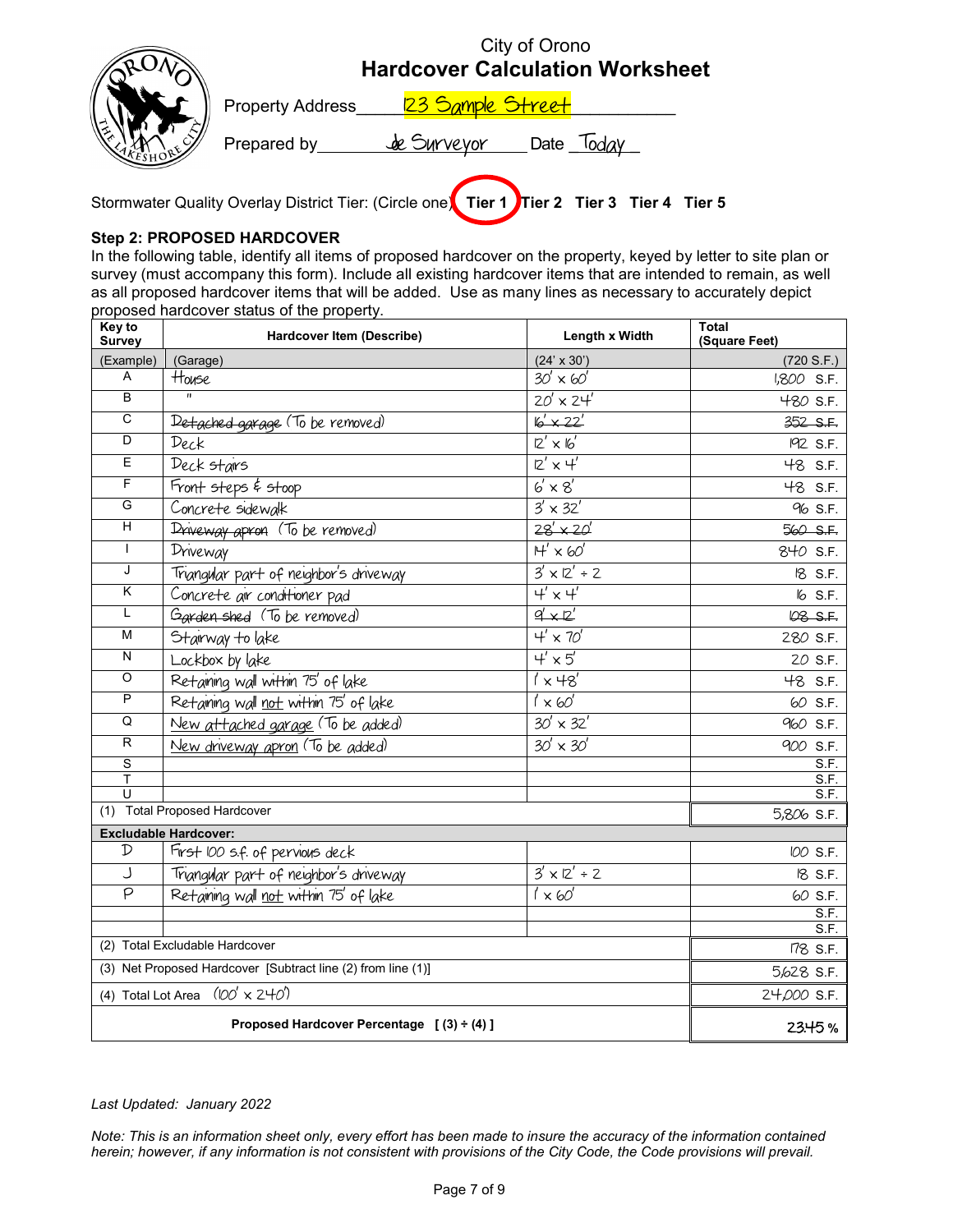City of Orono
# Hardcover Calculation Worksheet

Property Address 123 Sample Street

Prepared by Joe Surveyor Date Today

Stormwater Quality Overlay District Tier: (Circle one) **Tier 1** (circled) **Tier 2 Tier 3 Tier 4 Tier 5**

### Step 2: PROPOSED HARDCOVER

In the following table, identify all items of proposed hardcover on the property, keyed by letter to site plan or survey (must accompany this form). Include all existing hardcover items that are intended to remain, as well as all proposed hardcover items that will be added. Use as many lines as necessary to accurately depict proposed hardcover status of the property.

| Key to Survey | Hardcover Item (Describe) | Length x Width | Total (Square Feet) |
|---|---|---|---|
| (Example) | (Garage) | (24' x 30') | (720 S.F.) |
| A | House | 30' x 60' | 1,800 S.F. |
| B | " | 20' x 24' | 480 S.F. |
| C | ~~Detached garage~~ (To be removed) | ~~16' x 22'~~ | ~~352 S.F.~~ |
| D | Deck | 12' x 16' | 192 S.F. |
| E | Deck stairs | 12' x 4' | 48 S.F. |
| F | Front steps & stoop | 6' x 8' | 48 S.F. |
| G | Concrete sidewalk | 3' x 32' | 96 S.F. |
| H | ~~Driveway apron~~ (To be removed) | ~~28' x 20'~~ | ~~560 S.F.~~ |
| I | Driveway | 14' x 60' | 840 S.F. |
| J | Triangular part of neighbor's driveway | 3' x 12' ÷ 2 | 18 S.F. |
| K | Concrete air conditioner pad | 4' x 4' | 16 S.F. |
| L | ~~Garden shed~~ (To be removed) | ~~9' x 12'~~ | ~~108 S.F.~~ |
| M | Stairway to lake | 4' x 70' | 280 S.F. |
| N | Lockbox by lake | 4' x 5' | 20 S.F. |
| O | Retaining wall within 75' of lake | 1' x 48' | 48 S.F. |
| P | Retaining wall not within 75' of lake | 1' x 60' | 60 S.F. |
| Q | New attached garage (To be added) | 30' x 32' | 960 S.F. |
| R | New driveway apron (To be added) | 30' x 30' | 900 S.F. |
| S | | | S.F. |
| T | | | S.F. |
| U | | | S.F. |
| (1) Total Proposed Hardcover | | | 5,806 S.F. |
| **Excludable Hardcover:** | | | |
| D | First 100 s.f. of pervious deck | | 100 S.F. |
| J | Triangular part of neighbor's driveway | 3' x 12' ÷ 2 | 18 S.F. |
| P | Retaining wall not within 75' of lake | 1' x 60' | 60 S.F. |
| | | | S.F. |
| | | | S.F. |
| (2) Total Excludable Hardcover | | | 178 S.F. |
| (3) Net Proposed Hardcover [Subtract line (2) from line (1)] | | | 5,628 S.F. |
| (4) Total Lot Area (100' x 240') | | | 24,000 S.F. |
| **Proposed Hardcover Percentage [ (3) ÷ (4) ]** | | | 23.45 % |

*Last Updated: January 2022*

*Note: This is an information sheet only, every effort has been made to insure the accuracy of the information contained herein; however, if any information is not consistent with provisions of the City Code, the Code provisions will prevail.*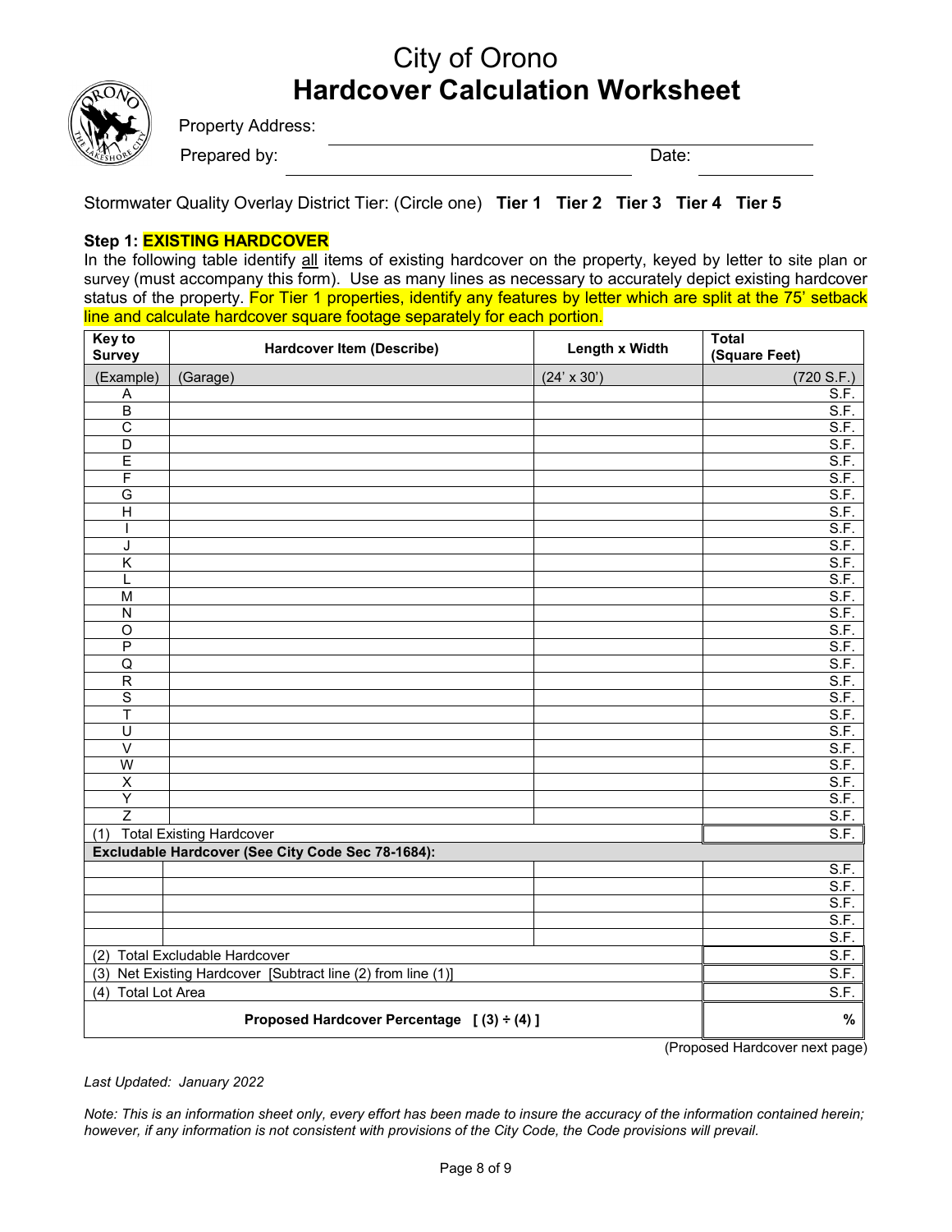# City of Orono
# Hardcover Calculation Worksheet

Property Address: ______________________________

Prepared by: ______________________________ Date: __________

Stormwater Quality Overlay District Tier: (Circle one) **Tier 1 Tier 2 Tier 3 Tier 4 Tier 5**

**Step 1: EXISTING HARDCOVER**

In the following table identify all items of existing hardcover on the property, keyed by letter to site plan or survey (must accompany this form). Use as many lines as necessary to accurately depict existing hardcover status of the property. For Tier 1 properties, identify any features by letter which are split at the 75' setback line and calculate hardcover square footage separately for each portion.

| Key to Survey | Hardcover Item (Describe) | Length x Width | Total (Square Feet) |
|---|---|---|---|
| (Example) | (Garage) | (24' x 30') | (720 S.F.) |
| A | | | S.F. |
| B | | | S.F. |
| C | | | S.F. |
| D | | | S.F. |
| E | | | S.F. |
| F | | | S.F. |
| G | | | S.F. |
| H | | | S.F. |
| I | | | S.F. |
| J | | | S.F. |
| K | | | S.F. |
| L | | | S.F. |
| M | | | S.F. |
| N | | | S.F. |
| O | | | S.F. |
| P | | | S.F. |
| Q | | | S.F. |
| R | | | S.F. |
| S | | | S.F. |
| T | | | S.F. |
| U | | | S.F. |
| V | | | S.F. |
| W | | | S.F. |
| X | | | S.F. |
| Y | | | S.F. |
| Z | | | S.F. |
| (1) Total Existing Hardcover | | | S.F. |
| **Excludable Hardcover (See City Code Sec 78-1684):** | | | |
| | | | S.F. |
| | | | S.F. |
| | | | S.F. |
| | | | S.F. |
| | | | S.F. |
| (2) Total Excludable Hardcover | | | S.F. |
| (3) Net Existing Hardcover [Subtract line (2) from line (1)] | | | S.F. |
| (4) Total Lot Area | | | S.F. |
| **Proposed Hardcover Percentage [ (3) ÷ (4) ]** | | | **%** |

(Proposed Hardcover next page)

*Last Updated: January 2022*

*Note: This is an information sheet only, every effort has been made to insure the accuracy of the information contained herein; however, if any information is not consistent with provisions of the City Code, the Code provisions will prevail.*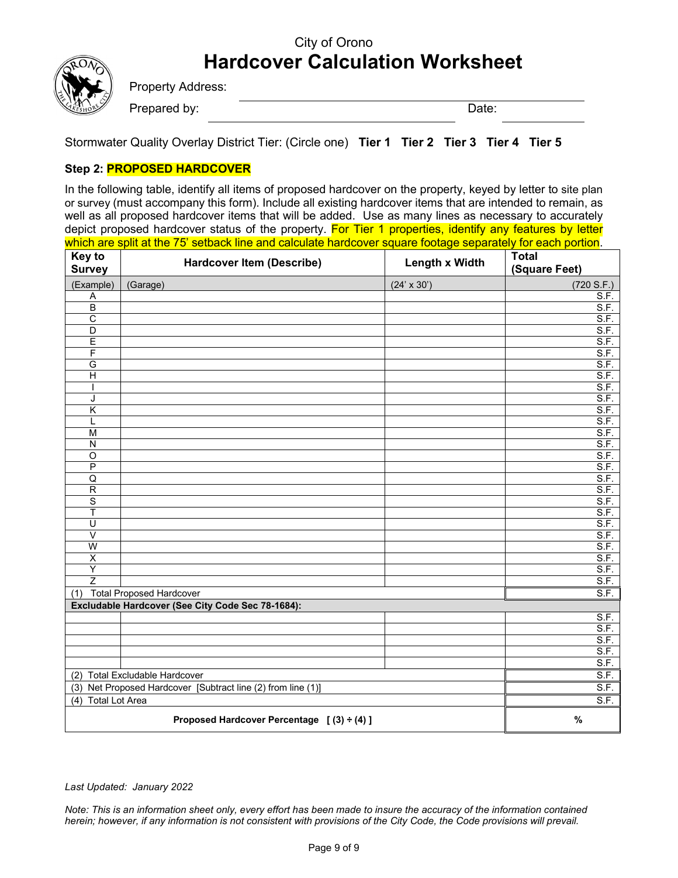City of Orono

# Hardcover Calculation Worksheet

Property Address: ____________________

Prepared by: ____________________ Date: __________

Stormwater Quality Overlay District Tier: (Circle one) **Tier 1 Tier 2 Tier 3 Tier 4 Tier 5**

**Step 2: PROPOSED HARDCOVER**

In the following table, identify all items of proposed hardcover on the property, keyed by letter to site plan or survey (must accompany this form). Include all existing hardcover items that are intended to remain, as well as all proposed hardcover items that will be added. Use as many lines as necessary to accurately depict proposed hardcover status of the property. For Tier 1 properties, identify any features by letter which are split at the 75' setback line and calculate hardcover square footage separately for each portion.

| Key to Survey | Hardcover Item (Describe) | Length x Width | Total (Square Feet) |
|---|---|---|---|
| (Example) | (Garage) | (24' x 30') | (720 S.F.) |
| A | | | S.F. |
| B | | | S.F. |
| C | | | S.F. |
| D | | | S.F. |
| E | | | S.F. |
| F | | | S.F. |
| G | | | S.F. |
| H | | | S.F. |
| I | | | S.F. |
| J | | | S.F. |
| K | | | S.F. |
| L | | | S.F. |
| M | | | S.F. |
| N | | | S.F. |
| O | | | S.F. |
| P | | | S.F. |
| Q | | | S.F. |
| R | | | S.F. |
| S | | | S.F. |
| T | | | S.F. |
| U | | | S.F. |
| V | | | S.F. |
| W | | | S.F. |
| X | | | S.F. |
| Y | | | S.F. |
| Z | | | S.F. |
| (1) Total Proposed Hardcover | | | S.F. |
| **Excludable Hardcover (See City Code Sec 78-1684):** | | | |
| | | | S.F. |
| | | | S.F. |
| | | | S.F. |
| | | | S.F. |
| | | | S.F. |
| (2) Total Excludable Hardcover | | | S.F. |
| (3) Net Proposed Hardcover [Subtract line (2) from line (1)] | | | S.F. |
| (4) Total Lot Area | | | S.F. |
| **Proposed Hardcover Percentage [ (3) ÷ (4) ]** | | | **%** |

*Last Updated: January 2022*

*Note: This is an information sheet only, every effort has been made to insure the accuracy of the information contained herein; however, if any information is not consistent with provisions of the City Code, the Code provisions will prevail.*